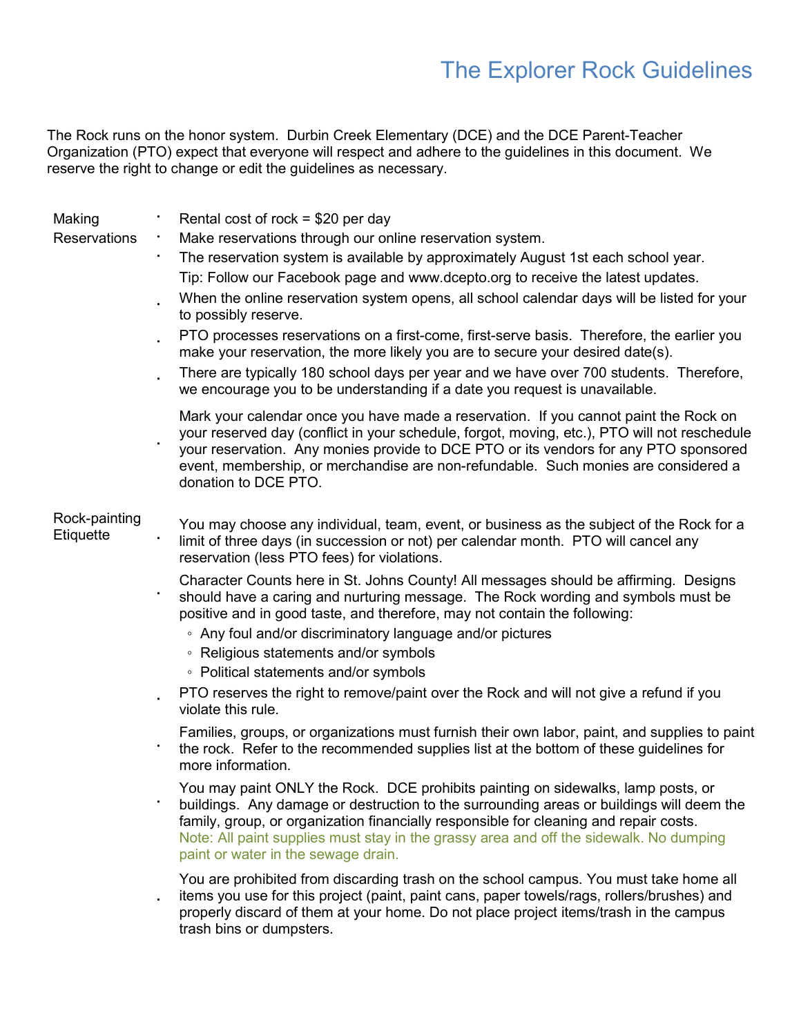# The Explorer Rock Guidelines

The Rock runs on the honor system. Durbin Creek Elementary (DCE) and the DCE Parent-Teacher Organization (PTO) expect that everyone will respect and adhere to the guidelines in this document. We reserve the right to change or edit the guidelines as necessary.

## Making Reservations

- Rental cost of rock = $20 per day
- Make reservations through our online reservation system.
- The reservation system is available by approximately August 1st each school year.
  Tip: Follow our Facebook page and www.dcepto.org to receive the latest updates.
- When the online reservation system opens, all school calendar days will be listed for your to possibly reserve.
- PTO processes reservations on a first-come, first-serve basis. Therefore, the earlier you make your reservation, the more likely you are to secure your desired date(s).
- There are typically 180 school days per year and we have over 700 students. Therefore, we encourage you to be understanding if a date you request is unavailable.
- Mark your calendar once you have made a reservation. If you cannot paint the Rock on your reserved day (conflict in your schedule, forgot, moving, etc.), PTO will not reschedule your reservation. Any monies provide to DCE PTO or its vendors for any PTO sponsored event, membership, or merchandise are non-refundable. Such monies are considered a donation to DCE PTO.

## Rock-painting Etiquette

- You may choose any individual, team, event, or business as the subject of the Rock for a limit of three days (in succession or not) per calendar month. PTO will cancel any reservation (less PTO fees) for violations.
- Character Counts here in St. Johns County! All messages should be affirming. Designs should have a caring and nurturing message. The Rock wording and symbols must be positive and in good taste, and therefore, may not contain the following:
  - Any foul and/or discriminatory language and/or pictures
  - Religious statements and/or symbols
  - Political statements and/or symbols
- PTO reserves the right to remove/paint over the Rock and will not give a refund if you violate this rule.
- Families, groups, or organizations must furnish their own labor, paint, and supplies to paint the rock. Refer to the recommended supplies list at the bottom of these guidelines for more information.
- You may paint ONLY the Rock. DCE prohibits painting on sidewalks, lamp posts, or buildings. Any damage or destruction to the surrounding areas or buildings will deem the family, group, or organization financially responsible for cleaning and repair costs.
  Note: All paint supplies must stay in the grassy area and off the sidewalk. No dumping paint or water in the sewage drain.
- You are prohibited from discarding trash on the school campus. You must take home all items you use for this project (paint, paint cans, paper towels/rags, rollers/brushes) and properly discard of them at your home. Do not place project items/trash in the campus trash bins or dumpsters.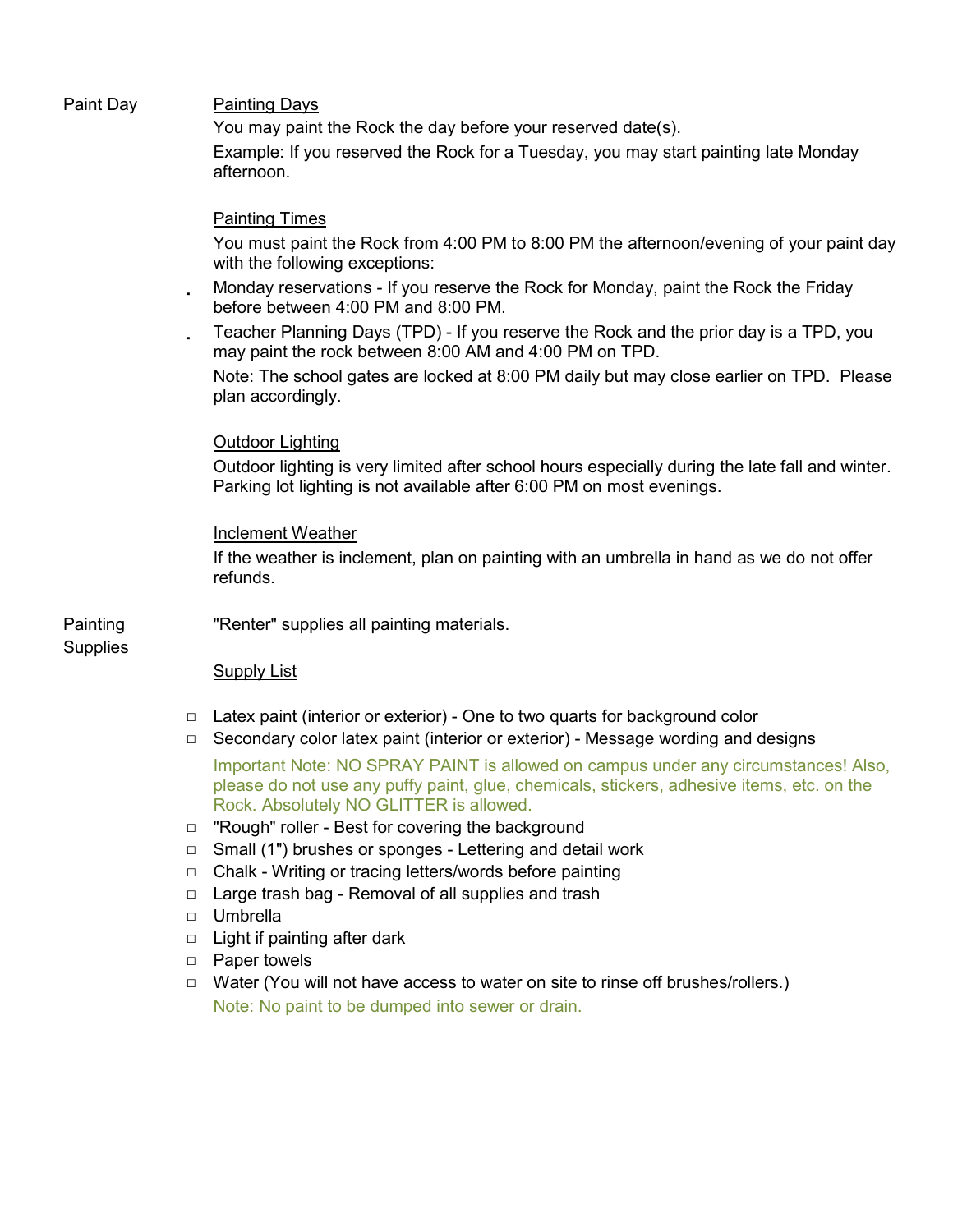**Paint Day**

<u>Painting Days</u>

You may paint the Rock the day before your reserved date(s).

Example: If you reserved the Rock for a Tuesday, you may start painting late Monday afternoon.

<u>Painting Times</u>

You must paint the Rock from 4:00 PM to 8:00 PM the afternoon/evening of your paint day with the following exceptions:

- Monday reservations - If you reserve the Rock for Monday, paint the Rock the Friday before between 4:00 PM and 8:00 PM.
- Teacher Planning Days (TPD) - If you reserve the Rock and the prior day is a TPD, you may paint the rock between 8:00 AM and 4:00 PM on TPD.

Note: The school gates are locked at 8:00 PM daily but may close earlier on TPD. Please plan accordingly.

<u>Outdoor Lighting</u>

Outdoor lighting is very limited after school hours especially during the late fall and winter. Parking lot lighting is not available after 6:00 PM on most evenings.

<u>Inclement Weather</u>

If the weather is inclement, plan on painting with an umbrella in hand as we do not offer refunds.

**Painting Supplies**

"Renter" supplies all painting materials.

<u>Supply List</u>

- ☐ Latex paint (interior or exterior) - One to two quarts for background color
- ☐ Secondary color latex paint (interior or exterior) - Message wording and designs

  Important Note: NO SPRAY PAINT is allowed on campus under any circumstances! Also, please do not use any puffy paint, glue, chemicals, stickers, adhesive items, etc. on the Rock. Absolutely NO GLITTER is allowed.
- ☐ "Rough" roller - Best for covering the background
- ☐ Small (1") brushes or sponges - Lettering and detail work
- ☐ Chalk - Writing or tracing letters/words before painting
- ☐ Large trash bag - Removal of all supplies and trash
- ☐ Umbrella
- ☐ Light if painting after dark
- ☐ Paper towels
- ☐ Water (You will not have access to water on site to rinse off brushes/rollers.)

  Note: No paint to be dumped into sewer or drain.